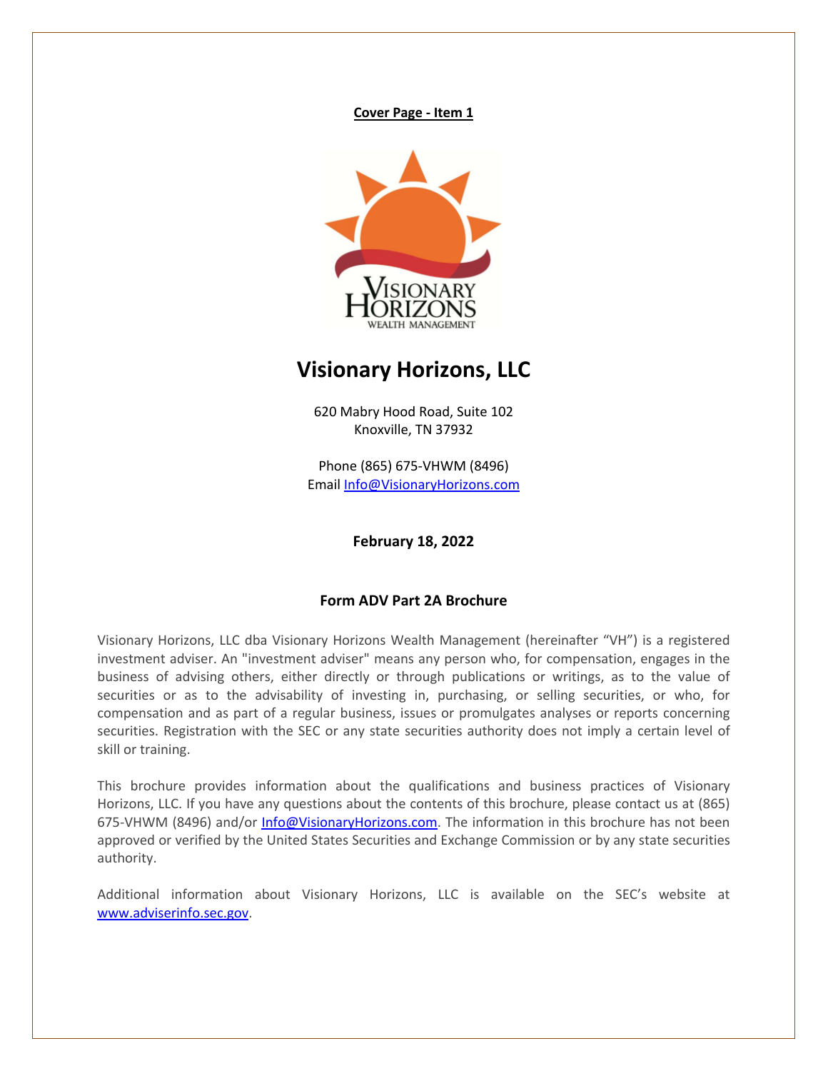**Cover Page - Item 1**

# Visionary Horizons, LLC

620 Mabry Hood Road, Suite 102
Knoxville, TN 37932

Phone (865) 675-VHWM (8496)
Email Info@VisionaryHorizons.com

**February 18, 2022**

**Form ADV Part 2A Brochure**

Visionary Horizons, LLC dba Visionary Horizons Wealth Management (hereinafter "VH") is a registered investment adviser. An "investment adviser" means any person who, for compensation, engages in the business of advising others, either directly or through publications or writings, as to the value of securities or as to the advisability of investing in, purchasing, or selling securities, or who, for compensation and as part of a regular business, issues or promulgates analyses or reports concerning securities. Registration with the SEC or any state securities authority does not imply a certain level of skill or training.

This brochure provides information about the qualifications and business practices of Visionary Horizons, LLC. If you have any questions about the contents of this brochure, please contact us at (865) 675-VHWM (8496) and/or Info@VisionaryHorizons.com. The information in this brochure has not been approved or verified by the United States Securities and Exchange Commission or by any state securities authority.

Additional information about Visionary Horizons, LLC is available on the SEC's website at www.adviserinfo.sec.gov.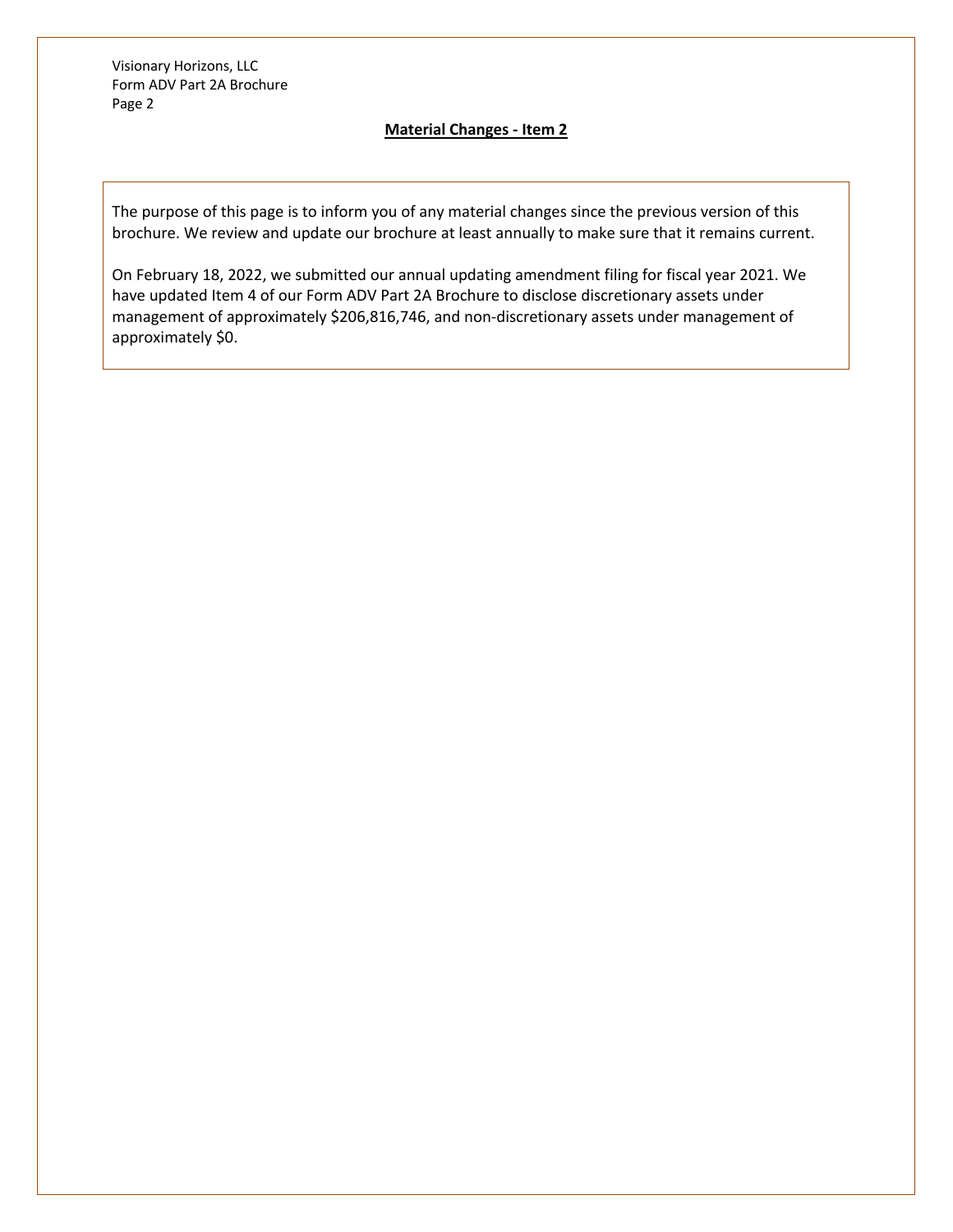## Material Changes - Item 2

The purpose of this page is to inform you of any material changes since the previous version of this brochure. We review and update our brochure at least annually to make sure that it remains current.

On February 18, 2022, we submitted our annual updating amendment filing for fiscal year 2021. We have updated Item 4 of our Form ADV Part 2A Brochure to disclose discretionary assets under management of approximately $206,816,746, and non-discretionary assets under management of approximately $0.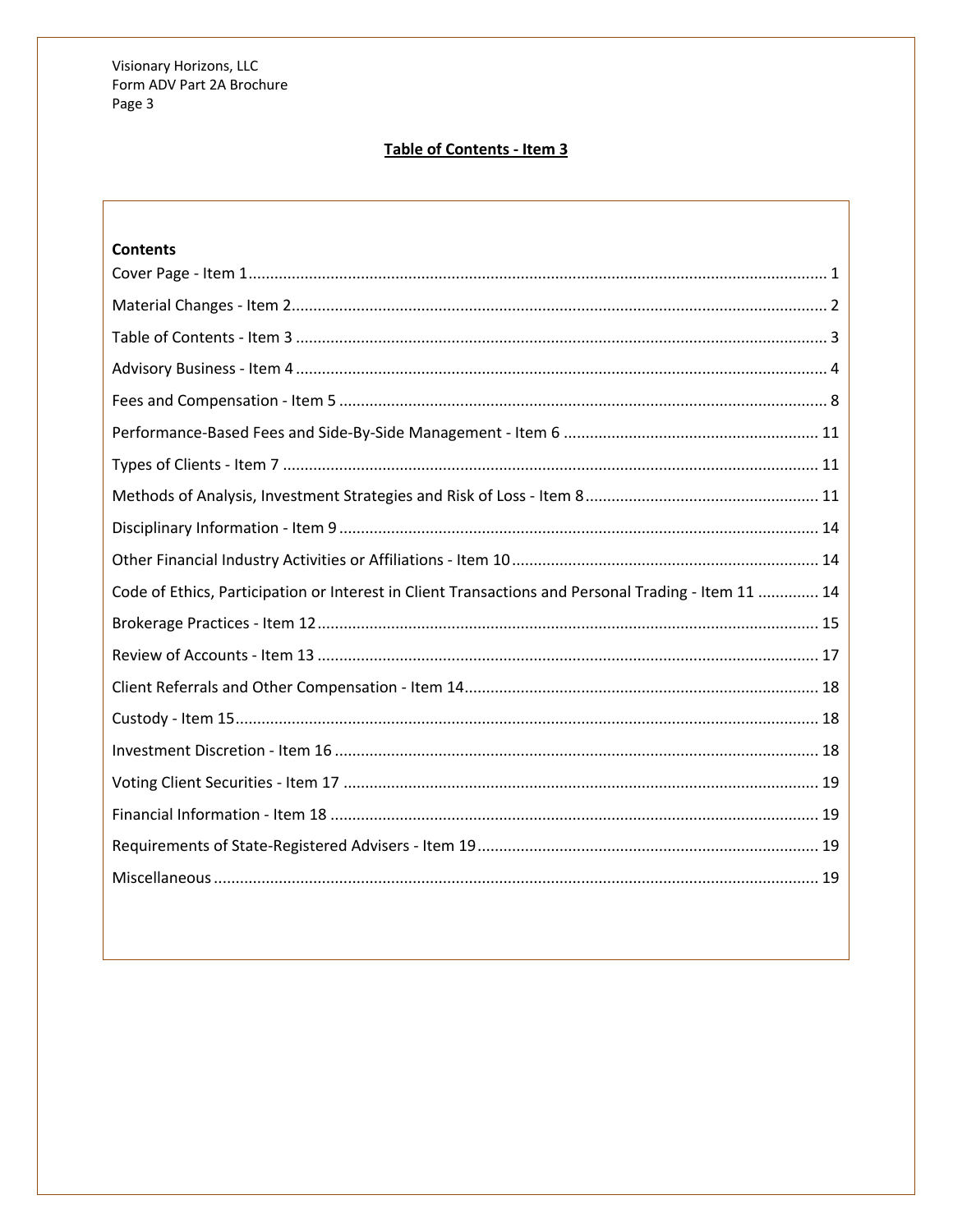## Table of Contents - Item 3

**Contents**

| Section | Page |
|---|---|
| Cover Page - Item 1 | 1 |
| Material Changes - Item 2 | 2 |
| Table of Contents - Item 3 | 3 |
| Advisory Business - Item 4 | 4 |
| Fees and Compensation - Item 5 | 8 |
| Performance-Based Fees and Side-By-Side Management - Item 6 | 11 |
| Types of Clients - Item 7 | 11 |
| Methods of Analysis, Investment Strategies and Risk of Loss - Item 8 | 11 |
| Disciplinary Information - Item 9 | 14 |
| Other Financial Industry Activities or Affiliations - Item 10 | 14 |
| Code of Ethics, Participation or Interest in Client Transactions and Personal Trading - Item 11 | 14 |
| Brokerage Practices - Item 12 | 15 |
| Review of Accounts - Item 13 | 17 |
| Client Referrals and Other Compensation - Item 14 | 18 |
| Custody - Item 15 | 18 |
| Investment Discretion - Item 16 | 18 |
| Voting Client Securities - Item 17 | 19 |
| Financial Information - Item 18 | 19 |
| Requirements of State-Registered Advisers - Item 19 | 19 |
| Miscellaneous | 19 |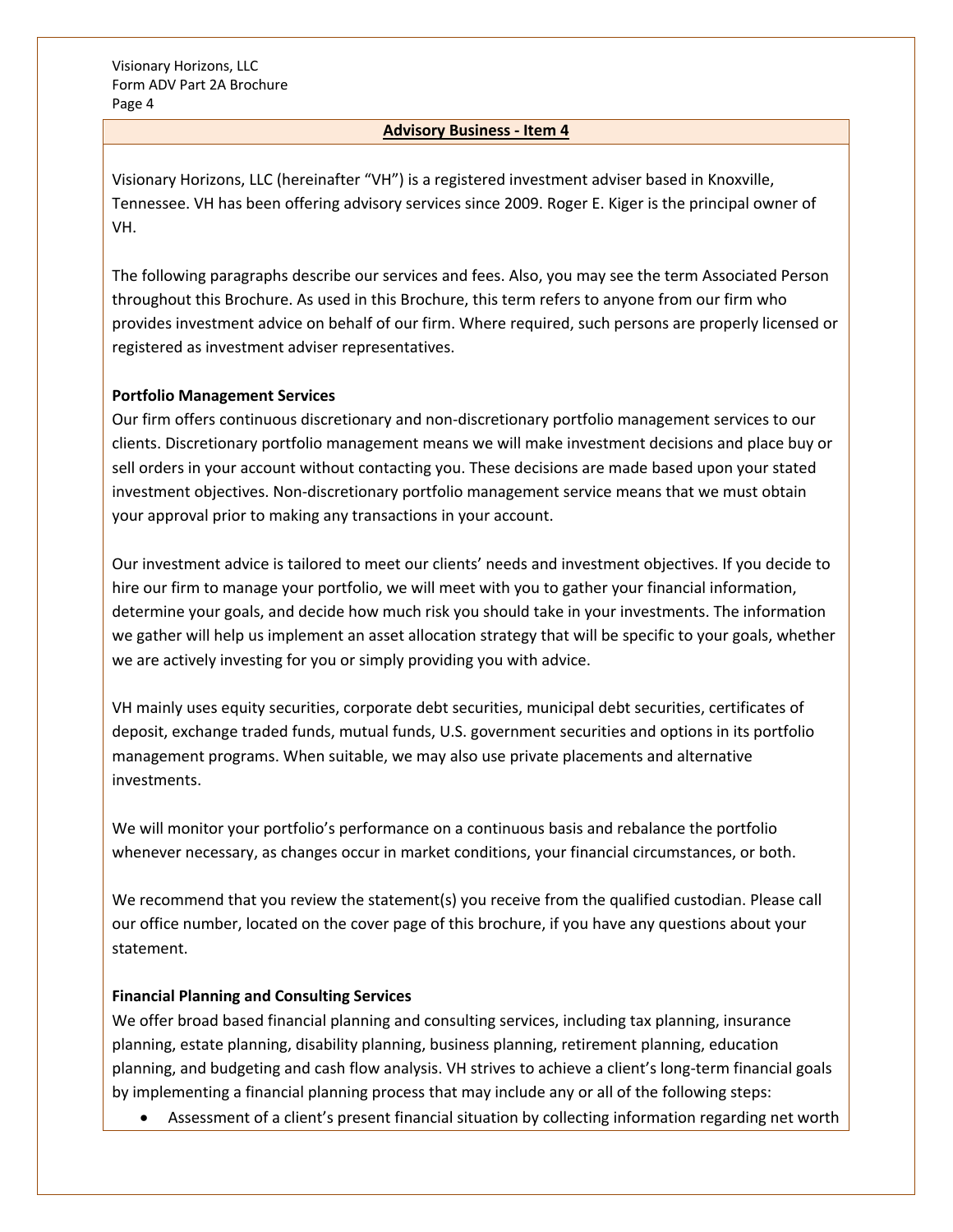## Advisory Business - Item 4

Visionary Horizons, LLC (hereinafter "VH") is a registered investment adviser based in Knoxville, Tennessee. VH has been offering advisory services since 2009. Roger E. Kiger is the principal owner of VH.

The following paragraphs describe our services and fees. Also, you may see the term Associated Person throughout this Brochure. As used in this Brochure, this term refers to anyone from our firm who provides investment advice on behalf of our firm. Where required, such persons are properly licensed or registered as investment adviser representatives.

**Portfolio Management Services**

Our firm offers continuous discretionary and non-discretionary portfolio management services to our clients. Discretionary portfolio management means we will make investment decisions and place buy or sell orders in your account without contacting you. These decisions are made based upon your stated investment objectives. Non-discretionary portfolio management service means that we must obtain your approval prior to making any transactions in your account.

Our investment advice is tailored to meet our clients' needs and investment objectives. If you decide to hire our firm to manage your portfolio, we will meet with you to gather your financial information, determine your goals, and decide how much risk you should take in your investments. The information we gather will help us implement an asset allocation strategy that will be specific to your goals, whether we are actively investing for you or simply providing you with advice.

VH mainly uses equity securities, corporate debt securities, municipal debt securities, certificates of deposit, exchange traded funds, mutual funds, U.S. government securities and options in its portfolio management programs. When suitable, we may also use private placements and alternative investments.

We will monitor your portfolio's performance on a continuous basis and rebalance the portfolio whenever necessary, as changes occur in market conditions, your financial circumstances, or both.

We recommend that you review the statement(s) you receive from the qualified custodian. Please call our office number, located on the cover page of this brochure, if you have any questions about your statement.

**Financial Planning and Consulting Services**

We offer broad based financial planning and consulting services, including tax planning, insurance planning, estate planning, disability planning, business planning, retirement planning, education planning, and budgeting and cash flow analysis. VH strives to achieve a client's long-term financial goals by implementing a financial planning process that may include any or all of the following steps:

- Assessment of a client's present financial situation by collecting information regarding net worth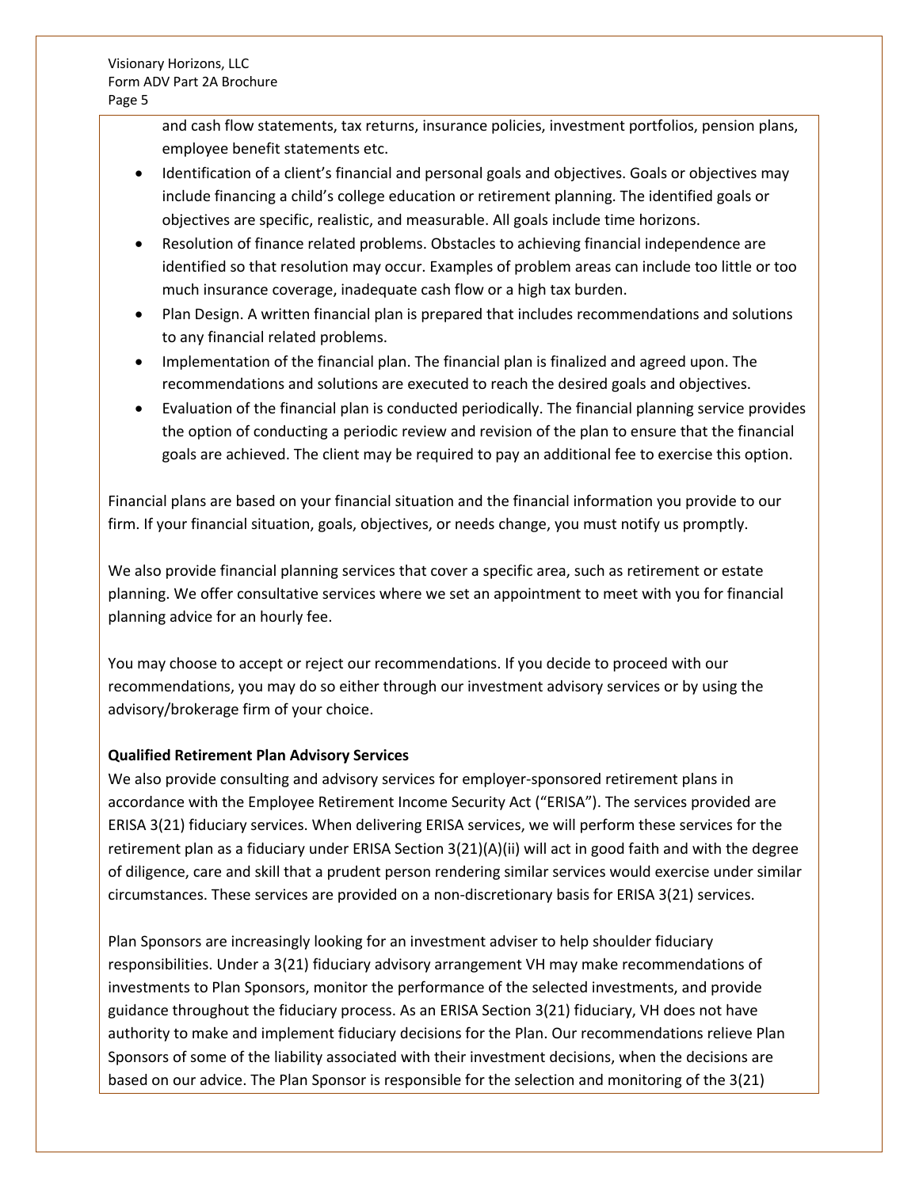and cash flow statements, tax returns, insurance policies, investment portfolios, pension plans, employee benefit statements etc.

- Identification of a client's financial and personal goals and objectives. Goals or objectives may include financing a child's college education or retirement planning. The identified goals or objectives are specific, realistic, and measurable. All goals include time horizons.
- Resolution of finance related problems. Obstacles to achieving financial independence are identified so that resolution may occur. Examples of problem areas can include too little or too much insurance coverage, inadequate cash flow or a high tax burden.
- Plan Design. A written financial plan is prepared that includes recommendations and solutions to any financial related problems.
- Implementation of the financial plan. The financial plan is finalized and agreed upon. The recommendations and solutions are executed to reach the desired goals and objectives.
- Evaluation of the financial plan is conducted periodically. The financial planning service provides the option of conducting a periodic review and revision of the plan to ensure that the financial goals are achieved. The client may be required to pay an additional fee to exercise this option.

Financial plans are based on your financial situation and the financial information you provide to our firm. If your financial situation, goals, objectives, or needs change, you must notify us promptly.

We also provide financial planning services that cover a specific area, such as retirement or estate planning. We offer consultative services where we set an appointment to meet with you for financial planning advice for an hourly fee.

You may choose to accept or reject our recommendations. If you decide to proceed with our recommendations, you may do so either through our investment advisory services or by using the advisory/brokerage firm of your choice.

**Qualified Retirement Plan Advisory Services**

We also provide consulting and advisory services for employer-sponsored retirement plans in accordance with the Employee Retirement Income Security Act ("ERISA"). The services provided are ERISA 3(21) fiduciary services. When delivering ERISA services, we will perform these services for the retirement plan as a fiduciary under ERISA Section 3(21)(A)(ii) will act in good faith and with the degree of diligence, care and skill that a prudent person rendering similar services would exercise under similar circumstances. These services are provided on a non-discretionary basis for ERISA 3(21) services.

Plan Sponsors are increasingly looking for an investment adviser to help shoulder fiduciary responsibilities. Under a 3(21) fiduciary advisory arrangement VH may make recommendations of investments to Plan Sponsors, monitor the performance of the selected investments, and provide guidance throughout the fiduciary process. As an ERISA Section 3(21) fiduciary, VH does not have authority to make and implement fiduciary decisions for the Plan. Our recommendations relieve Plan Sponsors of some of the liability associated with their investment decisions, when the decisions are based on our advice. The Plan Sponsor is responsible for the selection and monitoring of the 3(21)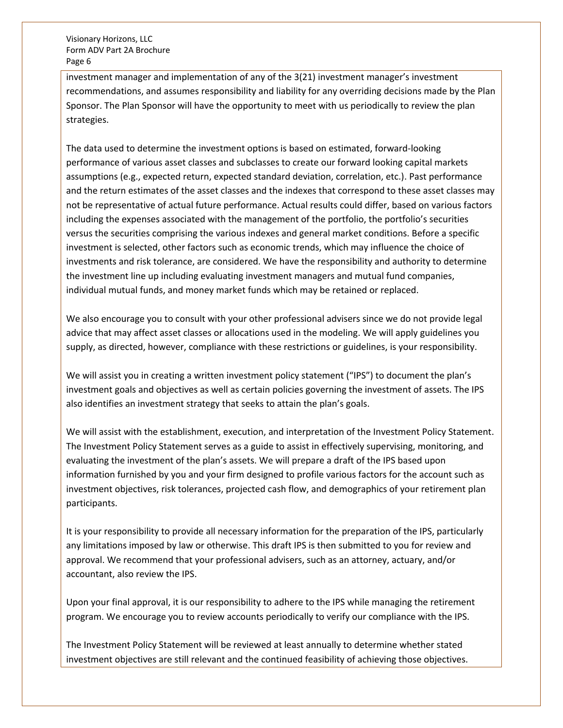investment manager and implementation of any of the 3(21) investment manager's investment recommendations, and assumes responsibility and liability for any overriding decisions made by the Plan Sponsor. The Plan Sponsor will have the opportunity to meet with us periodically to review the plan strategies.

The data used to determine the investment options is based on estimated, forward-looking performance of various asset classes and subclasses to create our forward looking capital markets assumptions (e.g., expected return, expected standard deviation, correlation, etc.). Past performance and the return estimates of the asset classes and the indexes that correspond to these asset classes may not be representative of actual future performance. Actual results could differ, based on various factors including the expenses associated with the management of the portfolio, the portfolio's securities versus the securities comprising the various indexes and general market conditions. Before a specific investment is selected, other factors such as economic trends, which may influence the choice of investments and risk tolerance, are considered. We have the responsibility and authority to determine the investment line up including evaluating investment managers and mutual fund companies, individual mutual funds, and money market funds which may be retained or replaced.

We also encourage you to consult with your other professional advisers since we do not provide legal advice that may affect asset classes or allocations used in the modeling. We will apply guidelines you supply, as directed, however, compliance with these restrictions or guidelines, is your responsibility.

We will assist you in creating a written investment policy statement ("IPS") to document the plan's investment goals and objectives as well as certain policies governing the investment of assets. The IPS also identifies an investment strategy that seeks to attain the plan's goals.

We will assist with the establishment, execution, and interpretation of the Investment Policy Statement. The Investment Policy Statement serves as a guide to assist in effectively supervising, monitoring, and evaluating the investment of the plan's assets. We will prepare a draft of the IPS based upon information furnished by you and your firm designed to profile various factors for the account such as investment objectives, risk tolerances, projected cash flow, and demographics of your retirement plan participants.

It is your responsibility to provide all necessary information for the preparation of the IPS, particularly any limitations imposed by law or otherwise. This draft IPS is then submitted to you for review and approval. We recommend that your professional advisers, such as an attorney, actuary, and/or accountant, also review the IPS.

Upon your final approval, it is our responsibility to adhere to the IPS while managing the retirement program. We encourage you to review accounts periodically to verify our compliance with the IPS.

The Investment Policy Statement will be reviewed at least annually to determine whether stated investment objectives are still relevant and the continued feasibility of achieving those objectives.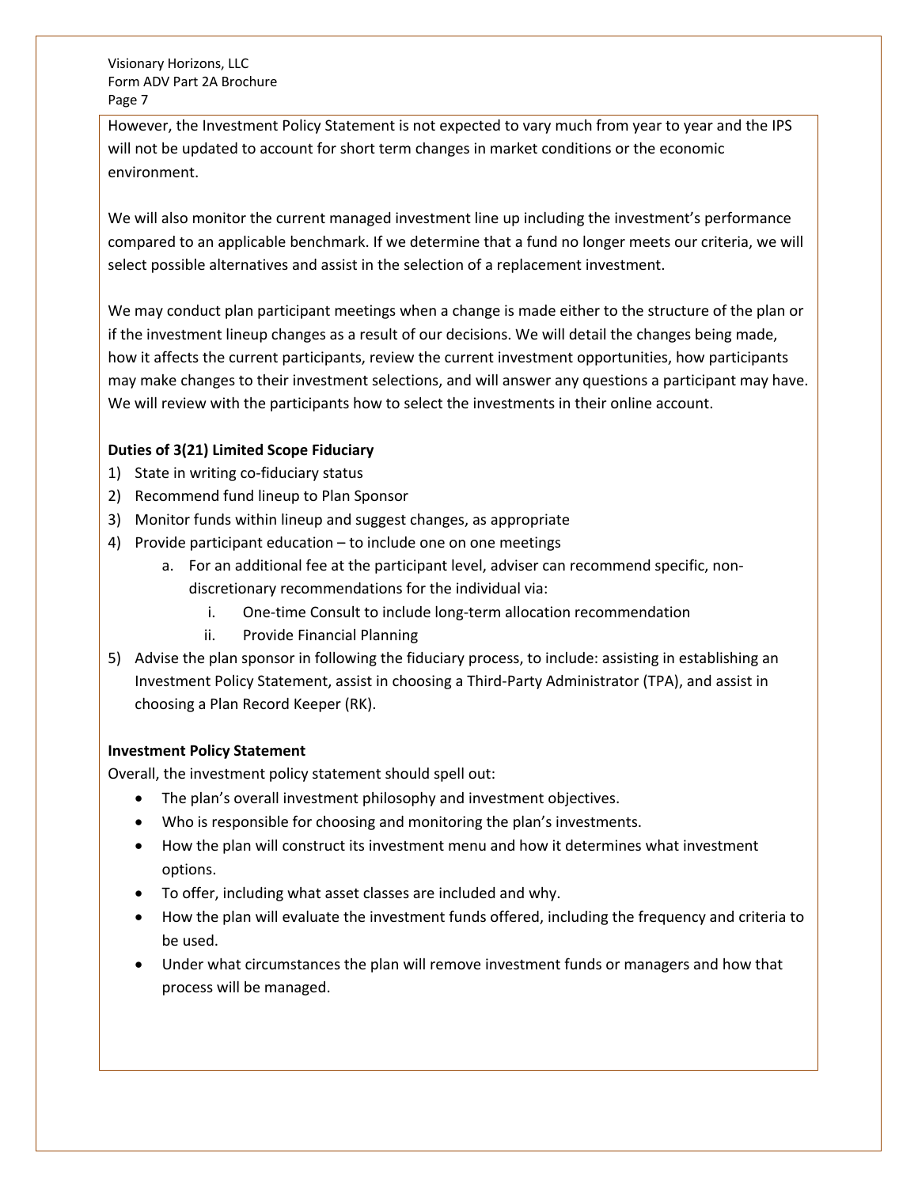However, the Investment Policy Statement is not expected to vary much from year to year and the IPS will not be updated to account for short term changes in market conditions or the economic environment.

We will also monitor the current managed investment line up including the investment's performance compared to an applicable benchmark. If we determine that a fund no longer meets our criteria, we will select possible alternatives and assist in the selection of a replacement investment.

We may conduct plan participant meetings when a change is made either to the structure of the plan or if the investment lineup changes as a result of our decisions. We will detail the changes being made, how it affects the current participants, review the current investment opportunities, how participants may make changes to their investment selections, and will answer any questions a participant may have. We will review with the participants how to select the investments in their online account.

**Duties of 3(21) Limited Scope Fiduciary**

1) State in writing co-fiduciary status
2) Recommend fund lineup to Plan Sponsor
3) Monitor funds within lineup and suggest changes, as appropriate
4) Provide participant education – to include one on one meetings
    a. For an additional fee at the participant level, adviser can recommend specific, non-discretionary recommendations for the individual via:
        i. One-time Consult to include long-term allocation recommendation
        ii. Provide Financial Planning
5) Advise the plan sponsor in following the fiduciary process, to include: assisting in establishing an Investment Policy Statement, assist in choosing a Third-Party Administrator (TPA), and assist in choosing a Plan Record Keeper (RK).

**Investment Policy Statement**

Overall, the investment policy statement should spell out:

- The plan's overall investment philosophy and investment objectives.
- Who is responsible for choosing and monitoring the plan's investments.
- How the plan will construct its investment menu and how it determines what investment options.
- To offer, including what asset classes are included and why.
- How the plan will evaluate the investment funds offered, including the frequency and criteria to be used.
- Under what circumstances the plan will remove investment funds or managers and how that process will be managed.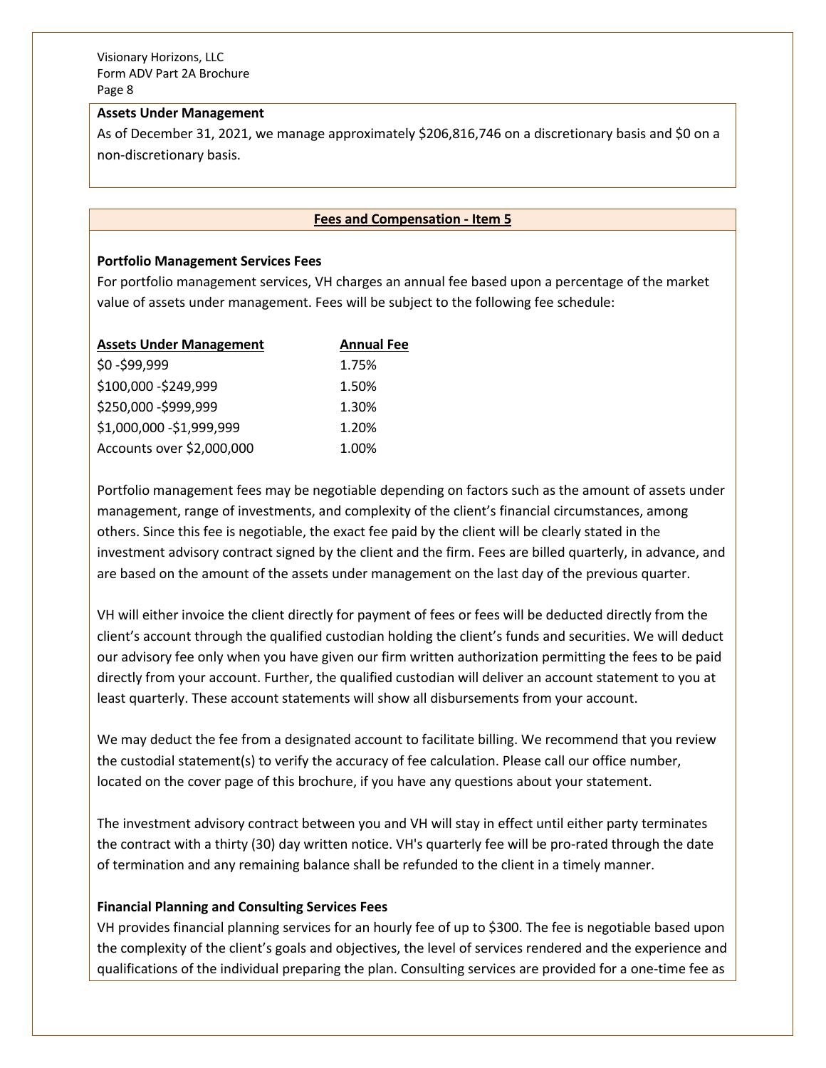### Assets Under Management

As of December 31, 2021, we manage approximately $206,816,746 on a discretionary basis and $0 on a non-discretionary basis.

## Fees and Compensation - Item 5

### Portfolio Management Services Fees

For portfolio management services, VH charges an annual fee based upon a percentage of the market value of assets under management. Fees will be subject to the following fee schedule:

| Assets Under Management | Annual Fee |
|---|---|
| $0 -$99,999 | 1.75% |
| $100,000 -$249,999 | 1.50% |
| $250,000 -$999,999 | 1.30% |
| $1,000,000 -$1,999,999 | 1.20% |
| Accounts over $2,000,000 | 1.00% |

Portfolio management fees may be negotiable depending on factors such as the amount of assets under management, range of investments, and complexity of the client's financial circumstances, among others. Since this fee is negotiable, the exact fee paid by the client will be clearly stated in the investment advisory contract signed by the client and the firm. Fees are billed quarterly, in advance, and are based on the amount of the assets under management on the last day of the previous quarter.

VH will either invoice the client directly for payment of fees or fees will be deducted directly from the client's account through the qualified custodian holding the client's funds and securities. We will deduct our advisory fee only when you have given our firm written authorization permitting the fees to be paid directly from your account. Further, the qualified custodian will deliver an account statement to you at least quarterly. These account statements will show all disbursements from your account.

We may deduct the fee from a designated account to facilitate billing. We recommend that you review the custodial statement(s) to verify the accuracy of fee calculation. Please call our office number, located on the cover page of this brochure, if you have any questions about your statement.

The investment advisory contract between you and VH will stay in effect until either party terminates the contract with a thirty (30) day written notice. VH's quarterly fee will be pro-rated through the date of termination and any remaining balance shall be refunded to the client in a timely manner.

### Financial Planning and Consulting Services Fees

VH provides financial planning services for an hourly fee of up to $300. The fee is negotiable based upon the complexity of the client's goals and objectives, the level of services rendered and the experience and qualifications of the individual preparing the plan. Consulting services are provided for a one-time fee as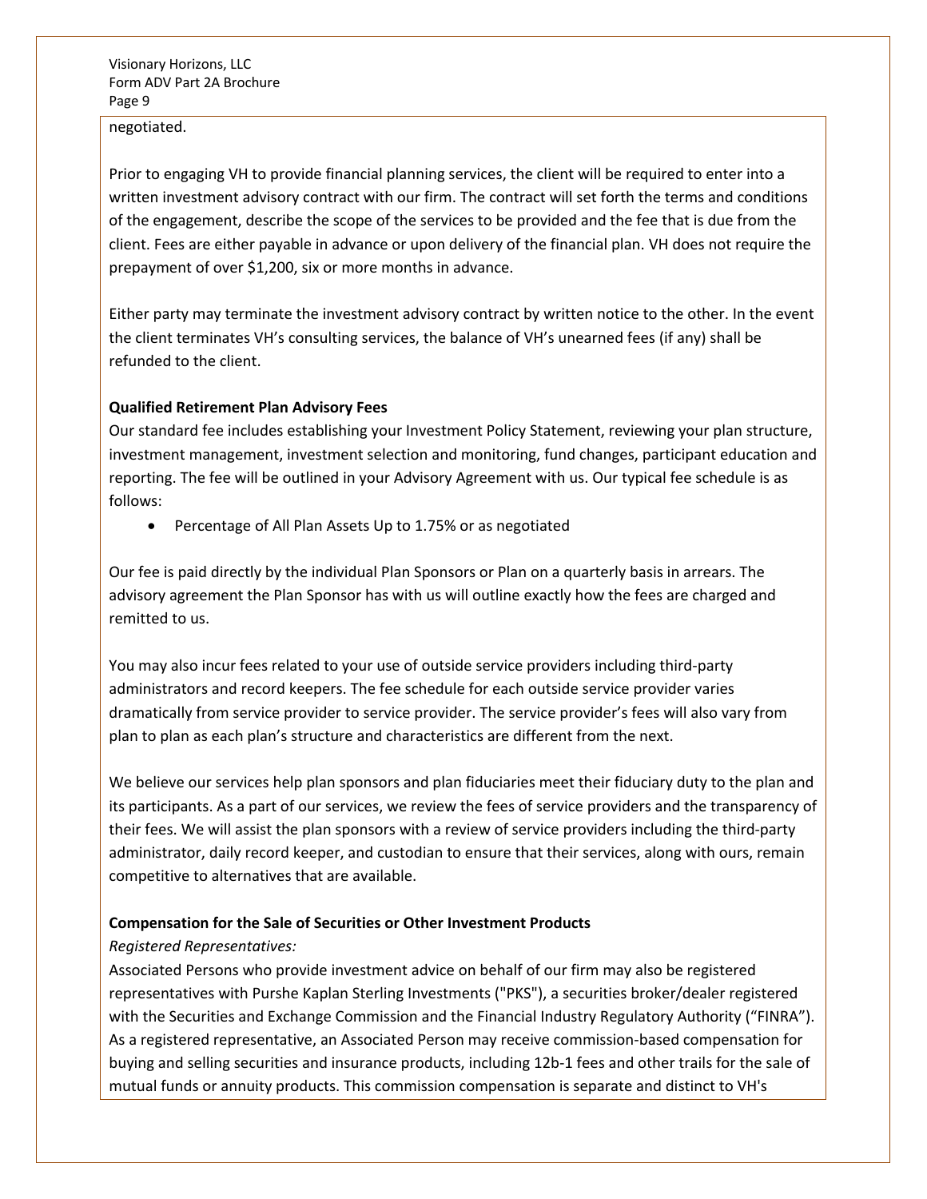negotiated.

Prior to engaging VH to provide financial planning services, the client will be required to enter into a written investment advisory contract with our firm. The contract will set forth the terms and conditions of the engagement, describe the scope of the services to be provided and the fee that is due from the client. Fees are either payable in advance or upon delivery of the financial plan. VH does not require the prepayment of over $1,200, six or more months in advance.

Either party may terminate the investment advisory contract by written notice to the other. In the event the client terminates VH's consulting services, the balance of VH's unearned fees (if any) shall be refunded to the client.

**Qualified Retirement Plan Advisory Fees**

Our standard fee includes establishing your Investment Policy Statement, reviewing your plan structure, investment management, investment selection and monitoring, fund changes, participant education and reporting. The fee will be outlined in your Advisory Agreement with us. Our typical fee schedule is as follows:

- Percentage of All Plan Assets Up to 1.75% or as negotiated

Our fee is paid directly by the individual Plan Sponsors or Plan on a quarterly basis in arrears. The advisory agreement the Plan Sponsor has with us will outline exactly how the fees are charged and remitted to us.

You may also incur fees related to your use of outside service providers including third-party administrators and record keepers. The fee schedule for each outside service provider varies dramatically from service provider to service provider. The service provider's fees will also vary from plan to plan as each plan's structure and characteristics are different from the next.

We believe our services help plan sponsors and plan fiduciaries meet their fiduciary duty to the plan and its participants. As a part of our services, we review the fees of service providers and the transparency of their fees. We will assist the plan sponsors with a review of service providers including the third-party administrator, daily record keeper, and custodian to ensure that their services, along with ours, remain competitive to alternatives that are available.

**Compensation for the Sale of Securities or Other Investment Products**

*Registered Representatives:*

Associated Persons who provide investment advice on behalf of our firm may also be registered representatives with Purshe Kaplan Sterling Investments ("PKS"), a securities broker/dealer registered with the Securities and Exchange Commission and the Financial Industry Regulatory Authority ("FINRA"). As a registered representative, an Associated Person may receive commission-based compensation for buying and selling securities and insurance products, including 12b-1 fees and other trails for the sale of mutual funds or annuity products. This commission compensation is separate and distinct to VH's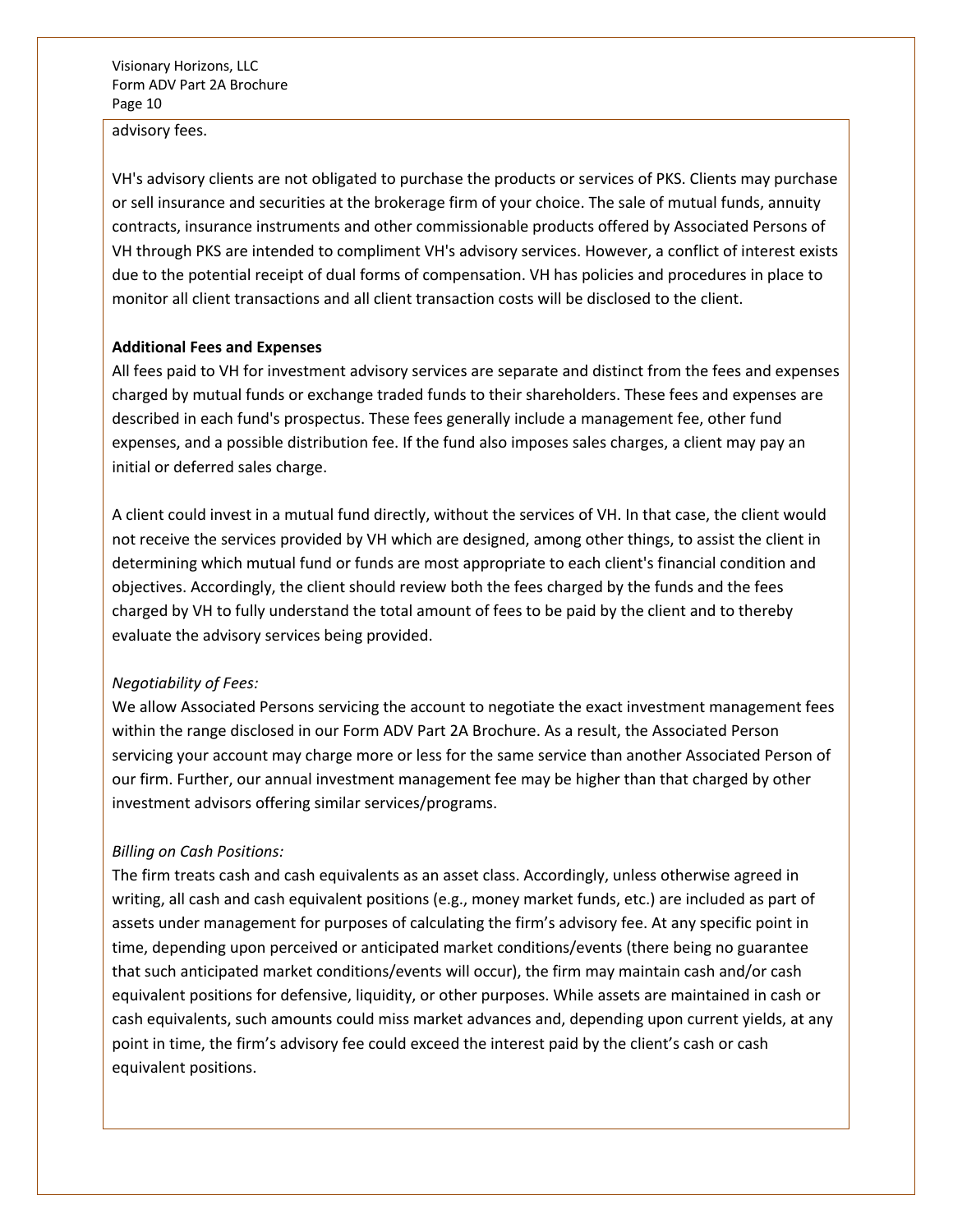advisory fees.

VH's advisory clients are not obligated to purchase the products or services of PKS. Clients may purchase or sell insurance and securities at the brokerage firm of your choice. The sale of mutual funds, annuity contracts, insurance instruments and other commissionable products offered by Associated Persons of VH through PKS are intended to compliment VH's advisory services. However, a conflict of interest exists due to the potential receipt of dual forms of compensation. VH has policies and procedures in place to monitor all client transactions and all client transaction costs will be disclosed to the client.

**Additional Fees and Expenses**

All fees paid to VH for investment advisory services are separate and distinct from the fees and expenses charged by mutual funds or exchange traded funds to their shareholders. These fees and expenses are described in each fund's prospectus. These fees generally include a management fee, other fund expenses, and a possible distribution fee. If the fund also imposes sales charges, a client may pay an initial or deferred sales charge.

A client could invest in a mutual fund directly, without the services of VH. In that case, the client would not receive the services provided by VH which are designed, among other things, to assist the client in determining which mutual fund or funds are most appropriate to each client's financial condition and objectives. Accordingly, the client should review both the fees charged by the funds and the fees charged by VH to fully understand the total amount of fees to be paid by the client and to thereby evaluate the advisory services being provided.

*Negotiability of Fees:*

We allow Associated Persons servicing the account to negotiate the exact investment management fees within the range disclosed in our Form ADV Part 2A Brochure. As a result, the Associated Person servicing your account may charge more or less for the same service than another Associated Person of our firm. Further, our annual investment management fee may be higher than that charged by other investment advisors offering similar services/programs.

*Billing on Cash Positions:*

The firm treats cash and cash equivalents as an asset class. Accordingly, unless otherwise agreed in writing, all cash and cash equivalent positions (e.g., money market funds, etc.) are included as part of assets under management for purposes of calculating the firm's advisory fee. At any specific point in time, depending upon perceived or anticipated market conditions/events (there being no guarantee that such anticipated market conditions/events will occur), the firm may maintain cash and/or cash equivalent positions for defensive, liquidity, or other purposes. While assets are maintained in cash or cash equivalents, such amounts could miss market advances and, depending upon current yields, at any point in time, the firm's advisory fee could exceed the interest paid by the client's cash or cash equivalent positions.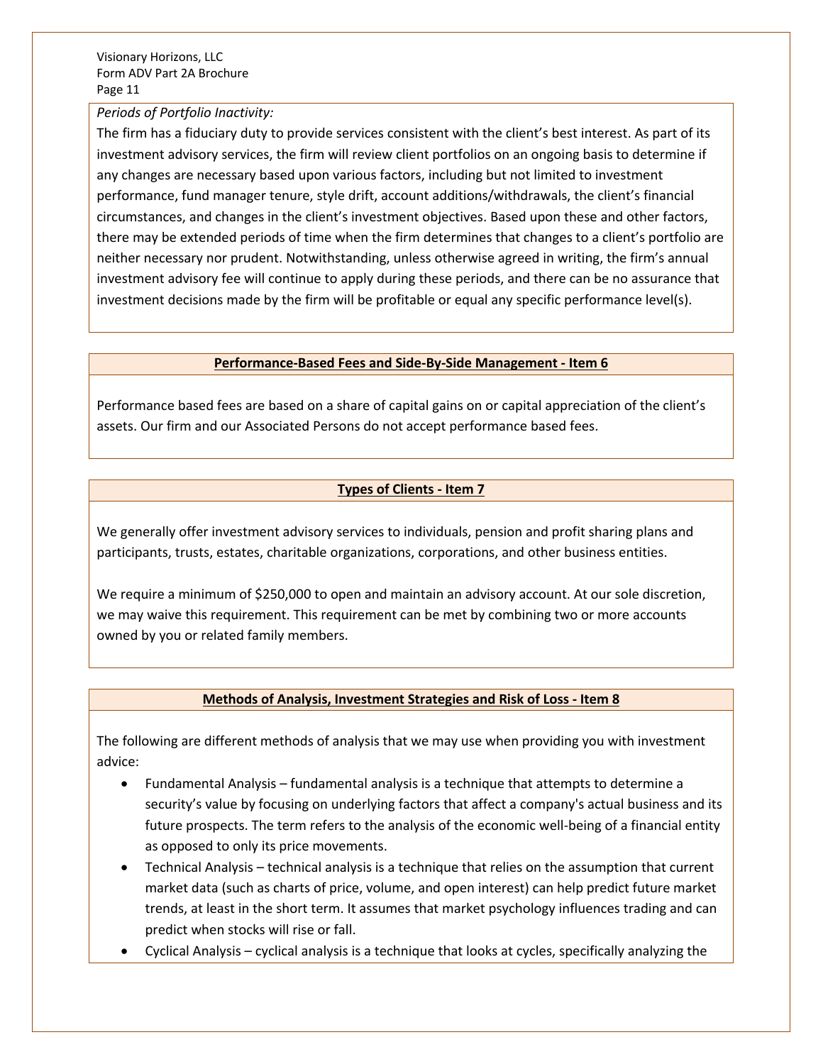*Periods of Portfolio Inactivity:*

The firm has a fiduciary duty to provide services consistent with the client's best interest. As part of its investment advisory services, the firm will review client portfolios on an ongoing basis to determine if any changes are necessary based upon various factors, including but not limited to investment performance, fund manager tenure, style drift, account additions/withdrawals, the client's financial circumstances, and changes in the client's investment objectives. Based upon these and other factors, there may be extended periods of time when the firm determines that changes to a client's portfolio are neither necessary nor prudent. Notwithstanding, unless otherwise agreed in writing, the firm's annual investment advisory fee will continue to apply during these periods, and there can be no assurance that investment decisions made by the firm will be profitable or equal any specific performance level(s).

## Performance-Based Fees and Side-By-Side Management - Item 6

Performance based fees are based on a share of capital gains on or capital appreciation of the client's assets. Our firm and our Associated Persons do not accept performance based fees.

## Types of Clients - Item 7

We generally offer investment advisory services to individuals, pension and profit sharing plans and participants, trusts, estates, charitable organizations, corporations, and other business entities.

We require a minimum of $250,000 to open and maintain an advisory account. At our sole discretion, we may waive this requirement. This requirement can be met by combining two or more accounts owned by you or related family members.

## Methods of Analysis, Investment Strategies and Risk of Loss - Item 8

The following are different methods of analysis that we may use when providing you with investment advice:

- Fundamental Analysis – fundamental analysis is a technique that attempts to determine a security's value by focusing on underlying factors that affect a company's actual business and its future prospects. The term refers to the analysis of the economic well-being of a financial entity as opposed to only its price movements.
- Technical Analysis – technical analysis is a technique that relies on the assumption that current market data (such as charts of price, volume, and open interest) can help predict future market trends, at least in the short term. It assumes that market psychology influences trading and can predict when stocks will rise or fall.
- Cyclical Analysis – cyclical analysis is a technique that looks at cycles, specifically analyzing the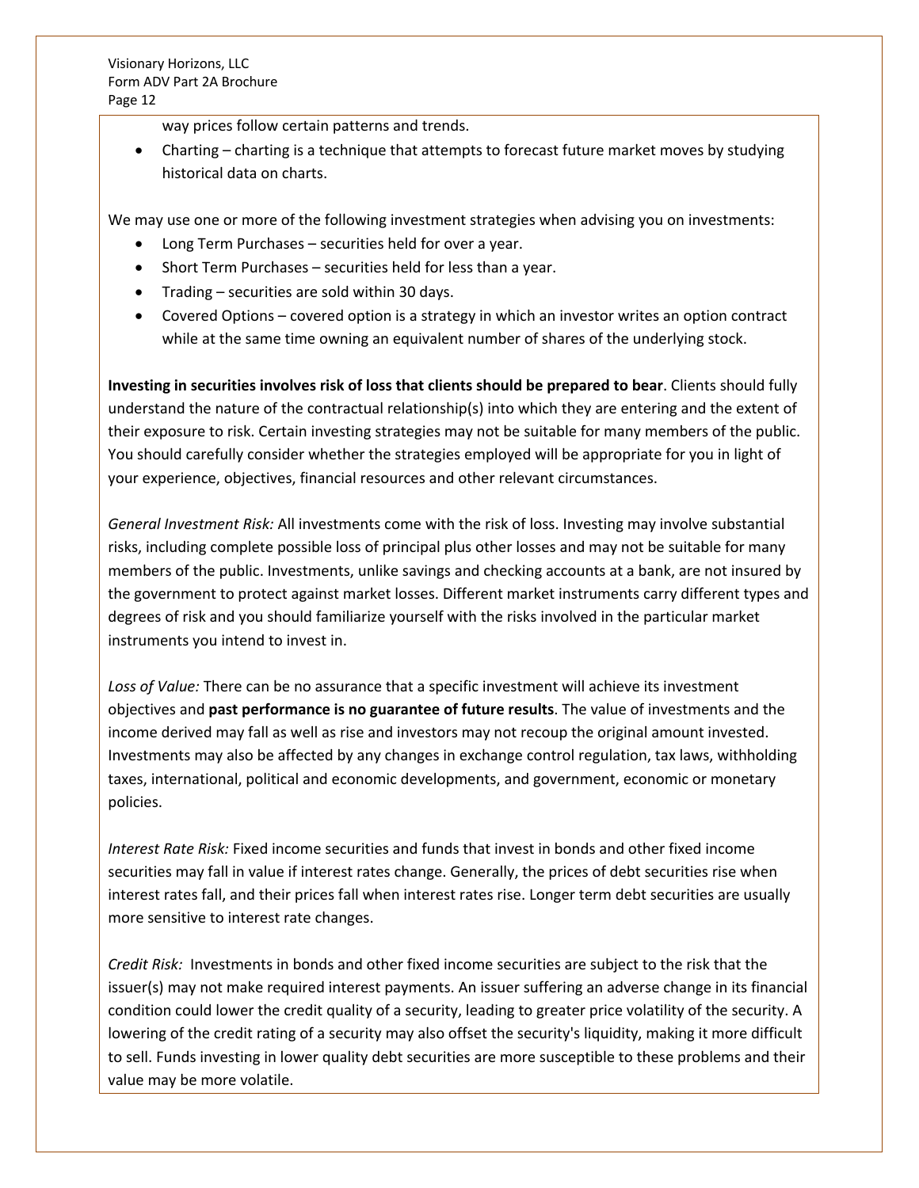way prices follow certain patterns and trends.

- Charting – charting is a technique that attempts to forecast future market moves by studying historical data on charts.

We may use one or more of the following investment strategies when advising you on investments:

- Long Term Purchases – securities held for over a year.
- Short Term Purchases – securities held for less than a year.
- Trading – securities are sold within 30 days.
- Covered Options – covered option is a strategy in which an investor writes an option contract while at the same time owning an equivalent number of shares of the underlying stock.

**Investing in securities involves risk of loss that clients should be prepared to bear**. Clients should fully understand the nature of the contractual relationship(s) into which they are entering and the extent of their exposure to risk. Certain investing strategies may not be suitable for many members of the public. You should carefully consider whether the strategies employed will be appropriate for you in light of your experience, objectives, financial resources and other relevant circumstances.

*General Investment Risk:* All investments come with the risk of loss. Investing may involve substantial risks, including complete possible loss of principal plus other losses and may not be suitable for many members of the public. Investments, unlike savings and checking accounts at a bank, are not insured by the government to protect against market losses. Different market instruments carry different types and degrees of risk and you should familiarize yourself with the risks involved in the particular market instruments you intend to invest in.

*Loss of Value:* There can be no assurance that a specific investment will achieve its investment objectives and **past performance is no guarantee of future results**. The value of investments and the income derived may fall as well as rise and investors may not recoup the original amount invested. Investments may also be affected by any changes in exchange control regulation, tax laws, withholding taxes, international, political and economic developments, and government, economic or monetary policies.

*Interest Rate Risk:* Fixed income securities and funds that invest in bonds and other fixed income securities may fall in value if interest rates change. Generally, the prices of debt securities rise when interest rates fall, and their prices fall when interest rates rise. Longer term debt securities are usually more sensitive to interest rate changes.

*Credit Risk:* Investments in bonds and other fixed income securities are subject to the risk that the issuer(s) may not make required interest payments. An issuer suffering an adverse change in its financial condition could lower the credit quality of a security, leading to greater price volatility of the security. A lowering of the credit rating of a security may also offset the security's liquidity, making it more difficult to sell. Funds investing in lower quality debt securities are more susceptible to these problems and their value may be more volatile.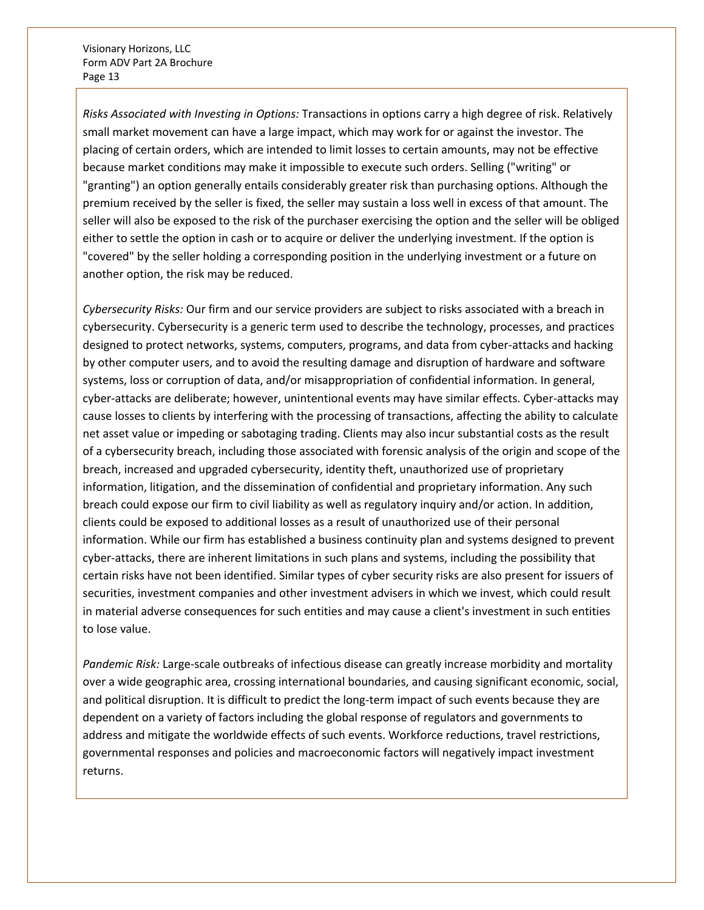*Risks Associated with Investing in Options:* Transactions in options carry a high degree of risk. Relatively small market movement can have a large impact, which may work for or against the investor. The placing of certain orders, which are intended to limit losses to certain amounts, may not be effective because market conditions may make it impossible to execute such orders. Selling ("writing" or "granting") an option generally entails considerably greater risk than purchasing options. Although the premium received by the seller is fixed, the seller may sustain a loss well in excess of that amount. The seller will also be exposed to the risk of the purchaser exercising the option and the seller will be obliged either to settle the option in cash or to acquire or deliver the underlying investment. If the option is "covered" by the seller holding a corresponding position in the underlying investment or a future on another option, the risk may be reduced.

*Cybersecurity Risks:* Our firm and our service providers are subject to risks associated with a breach in cybersecurity. Cybersecurity is a generic term used to describe the technology, processes, and practices designed to protect networks, systems, computers, programs, and data from cyber-attacks and hacking by other computer users, and to avoid the resulting damage and disruption of hardware and software systems, loss or corruption of data, and/or misappropriation of confidential information. In general, cyber-attacks are deliberate; however, unintentional events may have similar effects. Cyber-attacks may cause losses to clients by interfering with the processing of transactions, affecting the ability to calculate net asset value or impeding or sabotaging trading. Clients may also incur substantial costs as the result of a cybersecurity breach, including those associated with forensic analysis of the origin and scope of the breach, increased and upgraded cybersecurity, identity theft, unauthorized use of proprietary information, litigation, and the dissemination of confidential and proprietary information. Any such breach could expose our firm to civil liability as well as regulatory inquiry and/or action. In addition, clients could be exposed to additional losses as a result of unauthorized use of their personal information. While our firm has established a business continuity plan and systems designed to prevent cyber-attacks, there are inherent limitations in such plans and systems, including the possibility that certain risks have not been identified. Similar types of cyber security risks are also present for issuers of securities, investment companies and other investment advisers in which we invest, which could result in material adverse consequences for such entities and may cause a client's investment in such entities to lose value.

*Pandemic Risk:* Large-scale outbreaks of infectious disease can greatly increase morbidity and mortality over a wide geographic area, crossing international boundaries, and causing significant economic, social, and political disruption. It is difficult to predict the long-term impact of such events because they are dependent on a variety of factors including the global response of regulators and governments to address and mitigate the worldwide effects of such events. Workforce reductions, travel restrictions, governmental responses and policies and macroeconomic factors will negatively impact investment returns.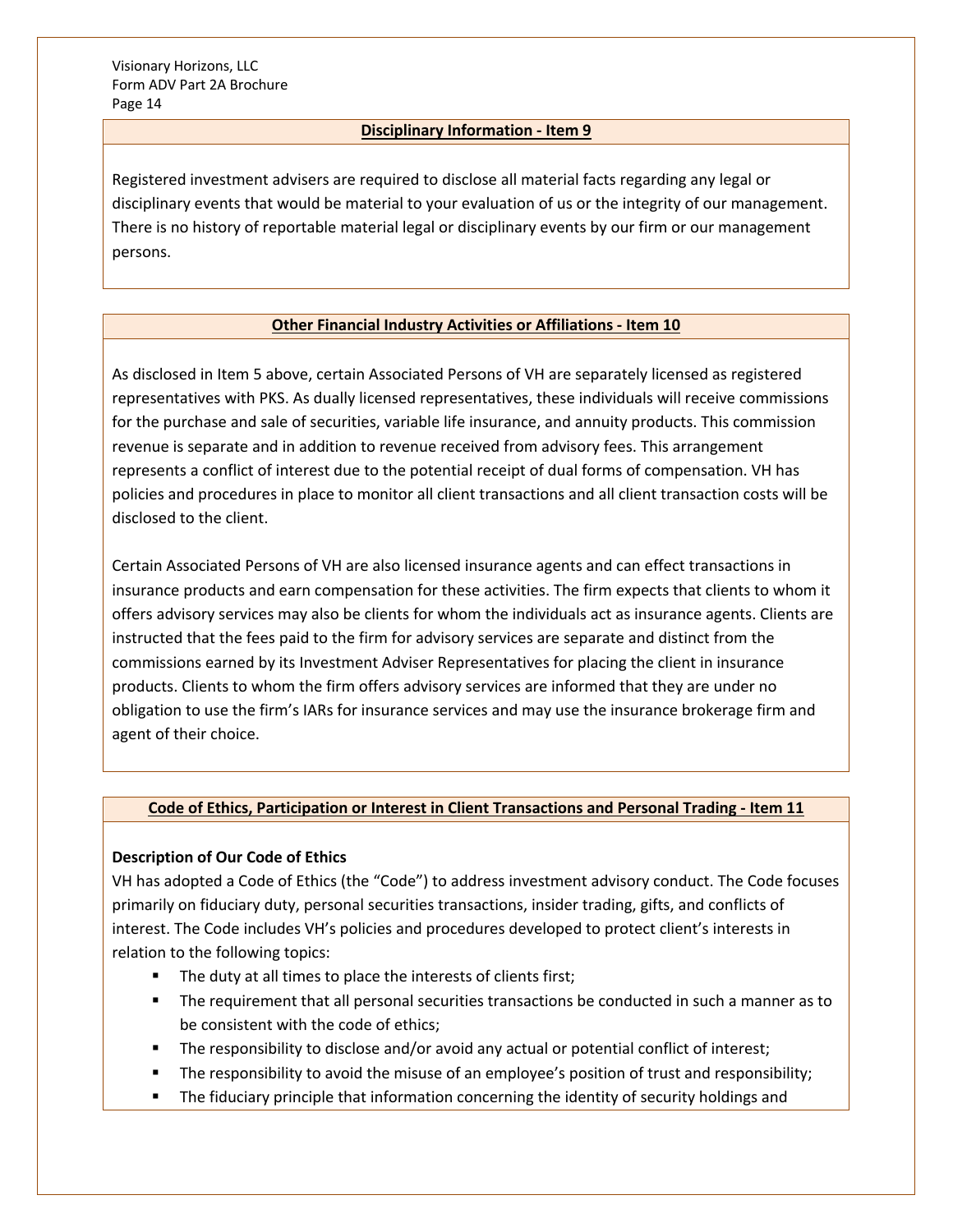## Disciplinary Information - Item 9

Registered investment advisers are required to disclose all material facts regarding any legal or disciplinary events that would be material to your evaluation of us or the integrity of our management. There is no history of reportable material legal or disciplinary events by our firm or our management persons.

## Other Financial Industry Activities or Affiliations - Item 10

As disclosed in Item 5 above, certain Associated Persons of VH are separately licensed as registered representatives with PKS. As dually licensed representatives, these individuals will receive commissions for the purchase and sale of securities, variable life insurance, and annuity products. This commission revenue is separate and in addition to revenue received from advisory fees. This arrangement represents a conflict of interest due to the potential receipt of dual forms of compensation. VH has policies and procedures in place to monitor all client transactions and all client transaction costs will be disclosed to the client.

Certain Associated Persons of VH are also licensed insurance agents and can effect transactions in insurance products and earn compensation for these activities. The firm expects that clients to whom it offers advisory services may also be clients for whom the individuals act as insurance agents. Clients are instructed that the fees paid to the firm for advisory services are separate and distinct from the commissions earned by its Investment Adviser Representatives for placing the client in insurance products. Clients to whom the firm offers advisory services are informed that they are under no obligation to use the firm's IARs for insurance services and may use the insurance brokerage firm and agent of their choice.

## Code of Ethics, Participation or Interest in Client Transactions and Personal Trading - Item 11

**Description of Our Code of Ethics**

VH has adopted a Code of Ethics (the "Code") to address investment advisory conduct. The Code focuses primarily on fiduciary duty, personal securities transactions, insider trading, gifts, and conflicts of interest. The Code includes VH's policies and procedures developed to protect client's interests in relation to the following topics:

- The duty at all times to place the interests of clients first;
- The requirement that all personal securities transactions be conducted in such a manner as to be consistent with the code of ethics;
- The responsibility to disclose and/or avoid any actual or potential conflict of interest;
- The responsibility to avoid the misuse of an employee's position of trust and responsibility;
- The fiduciary principle that information concerning the identity of security holdings and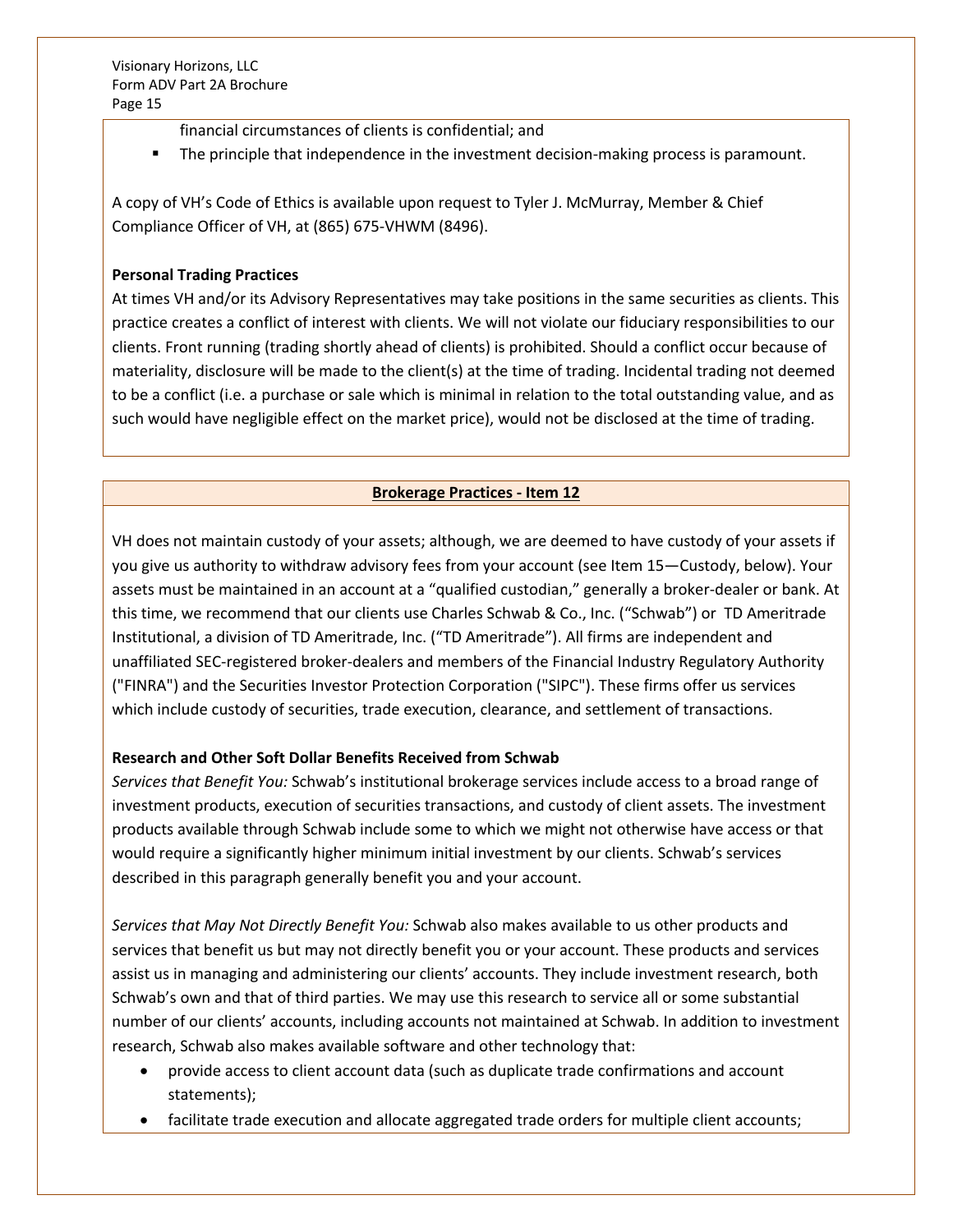financial circumstances of clients is confidential; and

- The principle that independence in the investment decision-making process is paramount.

A copy of VH's Code of Ethics is available upon request to Tyler J. McMurray, Member & Chief Compliance Officer of VH, at (865) 675-VHWM (8496).

**Personal Trading Practices**

At times VH and/or its Advisory Representatives may take positions in the same securities as clients. This practice creates a conflict of interest with clients. We will not violate our fiduciary responsibilities to our clients. Front running (trading shortly ahead of clients) is prohibited. Should a conflict occur because of materiality, disclosure will be made to the client(s) at the time of trading. Incidental trading not deemed to be a conflict (i.e. a purchase or sale which is minimal in relation to the total outstanding value, and as such would have negligible effect on the market price), would not be disclosed at the time of trading.

## Brokerage Practices - Item 12

VH does not maintain custody of your assets; although, we are deemed to have custody of your assets if you give us authority to withdraw advisory fees from your account (see Item 15—Custody, below). Your assets must be maintained in an account at a "qualified custodian," generally a broker-dealer or bank. At this time, we recommend that our clients use Charles Schwab & Co., Inc. ("Schwab") or TD Ameritrade Institutional, a division of TD Ameritrade, Inc. ("TD Ameritrade"). All firms are independent and unaffiliated SEC-registered broker-dealers and members of the Financial Industry Regulatory Authority ("FINRA") and the Securities Investor Protection Corporation ("SIPC"). These firms offer us services which include custody of securities, trade execution, clearance, and settlement of transactions.

**Research and Other Soft Dollar Benefits Received from Schwab**

*Services that Benefit You:* Schwab's institutional brokerage services include access to a broad range of investment products, execution of securities transactions, and custody of client assets. The investment products available through Schwab include some to which we might not otherwise have access or that would require a significantly higher minimum initial investment by our clients. Schwab's services described in this paragraph generally benefit you and your account.

*Services that May Not Directly Benefit You:* Schwab also makes available to us other products and services that benefit us but may not directly benefit you or your account. These products and services assist us in managing and administering our clients' accounts. They include investment research, both Schwab's own and that of third parties. We may use this research to service all or some substantial number of our clients' accounts, including accounts not maintained at Schwab. In addition to investment research, Schwab also makes available software and other technology that:

- provide access to client account data (such as duplicate trade confirmations and account statements);
- facilitate trade execution and allocate aggregated trade orders for multiple client accounts;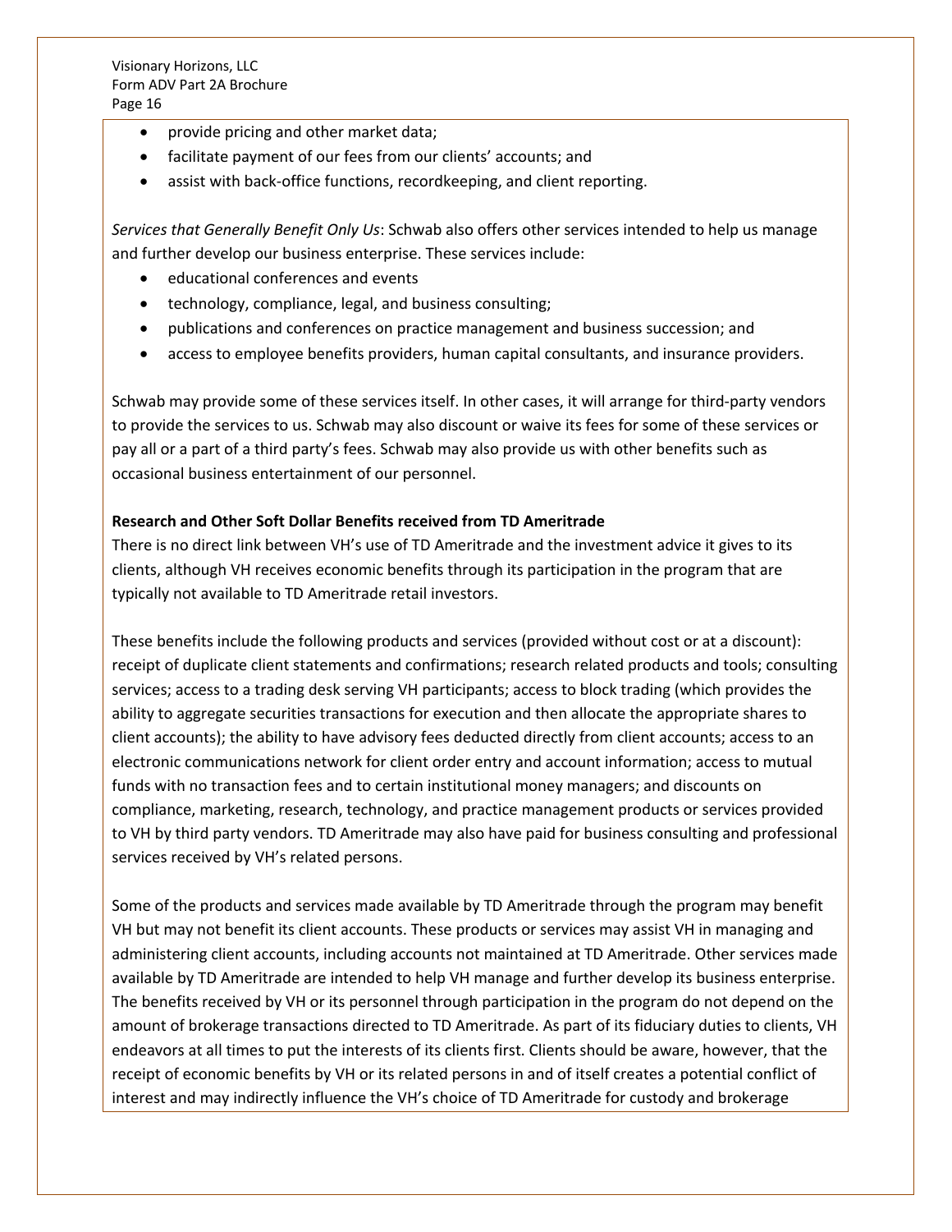- provide pricing and other market data;
- facilitate payment of our fees from our clients' accounts; and
- assist with back-office functions, recordkeeping, and client reporting.

*Services that Generally Benefit Only Us*: Schwab also offers other services intended to help us manage and further develop our business enterprise. These services include:

- educational conferences and events
- technology, compliance, legal, and business consulting;
- publications and conferences on practice management and business succession; and
- access to employee benefits providers, human capital consultants, and insurance providers.

Schwab may provide some of these services itself. In other cases, it will arrange for third-party vendors to provide the services to us. Schwab may also discount or waive its fees for some of these services or pay all or a part of a third party's fees. Schwab may also provide us with other benefits such as occasional business entertainment of our personnel.

**Research and Other Soft Dollar Benefits received from TD Ameritrade**

There is no direct link between VH's use of TD Ameritrade and the investment advice it gives to its clients, although VH receives economic benefits through its participation in the program that are typically not available to TD Ameritrade retail investors.

These benefits include the following products and services (provided without cost or at a discount): receipt of duplicate client statements and confirmations; research related products and tools; consulting services; access to a trading desk serving VH participants; access to block trading (which provides the ability to aggregate securities transactions for execution and then allocate the appropriate shares to client accounts); the ability to have advisory fees deducted directly from client accounts; access to an electronic communications network for client order entry and account information; access to mutual funds with no transaction fees and to certain institutional money managers; and discounts on compliance, marketing, research, technology, and practice management products or services provided to VH by third party vendors. TD Ameritrade may also have paid for business consulting and professional services received by VH's related persons.

Some of the products and services made available by TD Ameritrade through the program may benefit VH but may not benefit its client accounts. These products or services may assist VH in managing and administering client accounts, including accounts not maintained at TD Ameritrade. Other services made available by TD Ameritrade are intended to help VH manage and further develop its business enterprise. The benefits received by VH or its personnel through participation in the program do not depend on the amount of brokerage transactions directed to TD Ameritrade. As part of its fiduciary duties to clients, VH endeavors at all times to put the interests of its clients first. Clients should be aware, however, that the receipt of economic benefits by VH or its related persons in and of itself creates a potential conflict of interest and may indirectly influence the VH's choice of TD Ameritrade for custody and brokerage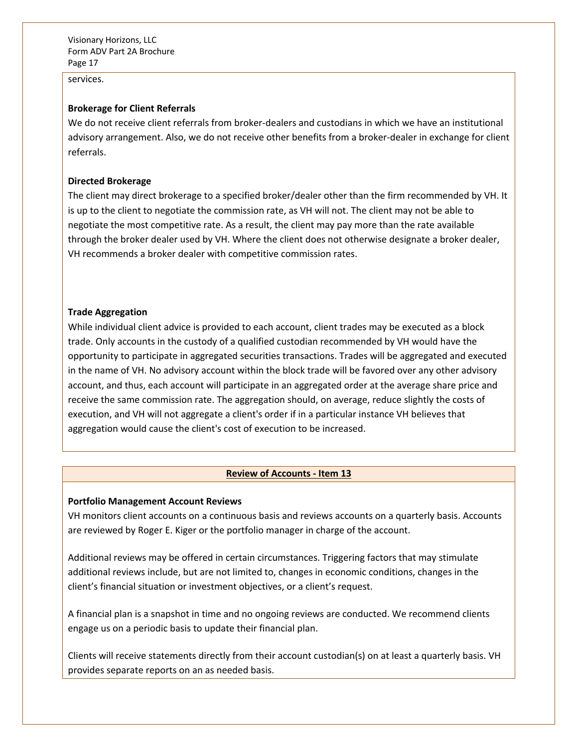services.

**Brokerage for Client Referrals**

We do not receive client referrals from broker-dealers and custodians in which we have an institutional advisory arrangement. Also, we do not receive other benefits from a broker-dealer in exchange for client referrals.

**Directed Brokerage**

The client may direct brokerage to a specified broker/dealer other than the firm recommended by VH. It is up to the client to negotiate the commission rate, as VH will not. The client may not be able to negotiate the most competitive rate. As a result, the client may pay more than the rate available through the broker dealer used by VH. Where the client does not otherwise designate a broker dealer, VH recommends a broker dealer with competitive commission rates.

**Trade Aggregation**

While individual client advice is provided to each account, client trades may be executed as a block trade. Only accounts in the custody of a qualified custodian recommended by VH would have the opportunity to participate in aggregated securities transactions. Trades will be aggregated and executed in the name of VH. No advisory account within the block trade will be favored over any other advisory account, and thus, each account will participate in an aggregated order at the average share price and receive the same commission rate. The aggregation should, on average, reduce slightly the costs of execution, and VH will not aggregate a client's order if in a particular instance VH believes that aggregation would cause the client's cost of execution to be increased.

## Review of Accounts - Item 13

**Portfolio Management Account Reviews**

VH monitors client accounts on a continuous basis and reviews accounts on a quarterly basis. Accounts are reviewed by Roger E. Kiger or the portfolio manager in charge of the account.

Additional reviews may be offered in certain circumstances. Triggering factors that may stimulate additional reviews include, but are not limited to, changes in economic conditions, changes in the client's financial situation or investment objectives, or a client's request.

A financial plan is a snapshot in time and no ongoing reviews are conducted. We recommend clients engage us on a periodic basis to update their financial plan.

Clients will receive statements directly from their account custodian(s) on at least a quarterly basis. VH provides separate reports on an as needed basis.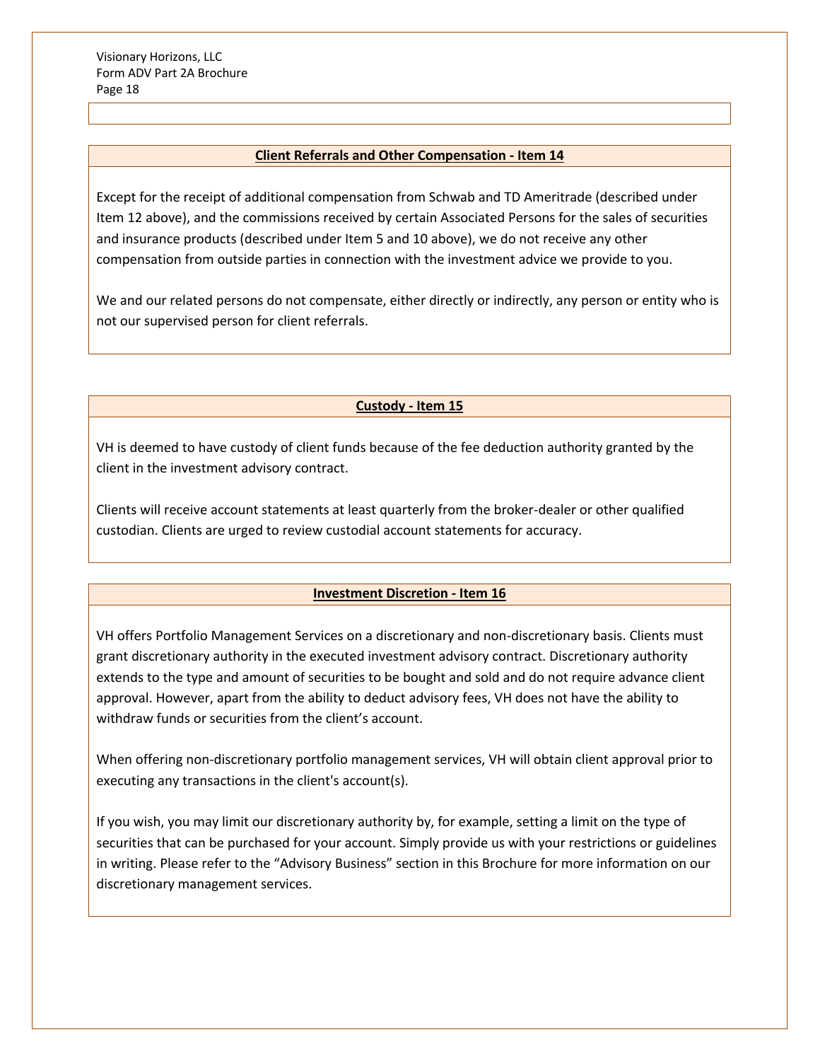## Client Referrals and Other Compensation - Item 14

Except for the receipt of additional compensation from Schwab and TD Ameritrade (described under Item 12 above), and the commissions received by certain Associated Persons for the sales of securities and insurance products (described under Item 5 and 10 above), we do not receive any other compensation from outside parties in connection with the investment advice we provide to you.

We and our related persons do not compensate, either directly or indirectly, any person or entity who is not our supervised person for client referrals.

## Custody - Item 15

VH is deemed to have custody of client funds because of the fee deduction authority granted by the client in the investment advisory contract.

Clients will receive account statements at least quarterly from the broker-dealer or other qualified custodian. Clients are urged to review custodial account statements for accuracy.

## Investment Discretion - Item 16

VH offers Portfolio Management Services on a discretionary and non-discretionary basis. Clients must grant discretionary authority in the executed investment advisory contract. Discretionary authority extends to the type and amount of securities to be bought and sold and do not require advance client approval. However, apart from the ability to deduct advisory fees, VH does not have the ability to withdraw funds or securities from the client's account.

When offering non-discretionary portfolio management services, VH will obtain client approval prior to executing any transactions in the client's account(s).

If you wish, you may limit our discretionary authority by, for example, setting a limit on the type of securities that can be purchased for your account. Simply provide us with your restrictions or guidelines in writing. Please refer to the "Advisory Business" section in this Brochure for more information on our discretionary management services.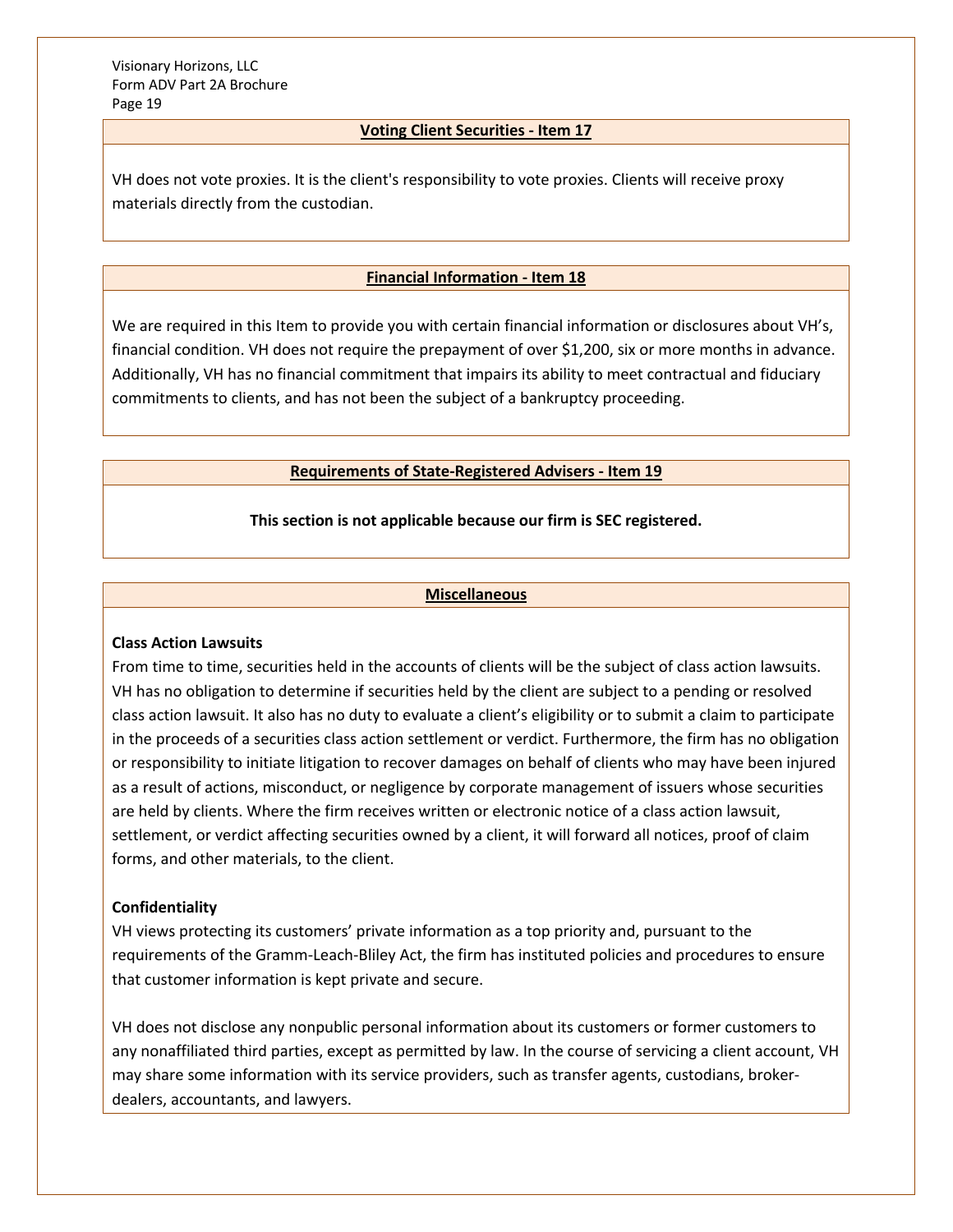## Voting Client Securities - Item 17

VH does not vote proxies. It is the client's responsibility to vote proxies. Clients will receive proxy materials directly from the custodian.

## Financial Information - Item 18

We are required in this Item to provide you with certain financial information or disclosures about VH's, financial condition. VH does not require the prepayment of over $1,200, six or more months in advance. Additionally, VH has no financial commitment that impairs its ability to meet contractual and fiduciary commitments to clients, and has not been the subject of a bankruptcy proceeding.

## Requirements of State-Registered Advisers - Item 19

**This section is not applicable because our firm is SEC registered.**

## Miscellaneous

**Class Action Lawsuits**

From time to time, securities held in the accounts of clients will be the subject of class action lawsuits. VH has no obligation to determine if securities held by the client are subject to a pending or resolved class action lawsuit. It also has no duty to evaluate a client's eligibility or to submit a claim to participate in the proceeds of a securities class action settlement or verdict. Furthermore, the firm has no obligation or responsibility to initiate litigation to recover damages on behalf of clients who may have been injured as a result of actions, misconduct, or negligence by corporate management of issuers whose securities are held by clients. Where the firm receives written or electronic notice of a class action lawsuit, settlement, or verdict affecting securities owned by a client, it will forward all notices, proof of claim forms, and other materials, to the client.

**Confidentiality**

VH views protecting its customers' private information as a top priority and, pursuant to the requirements of the Gramm-Leach-Bliley Act, the firm has instituted policies and procedures to ensure that customer information is kept private and secure.

VH does not disclose any nonpublic personal information about its customers or former customers to any nonaffiliated third parties, except as permitted by law. In the course of servicing a client account, VH may share some information with its service providers, such as transfer agents, custodians, broker-dealers, accountants, and lawyers.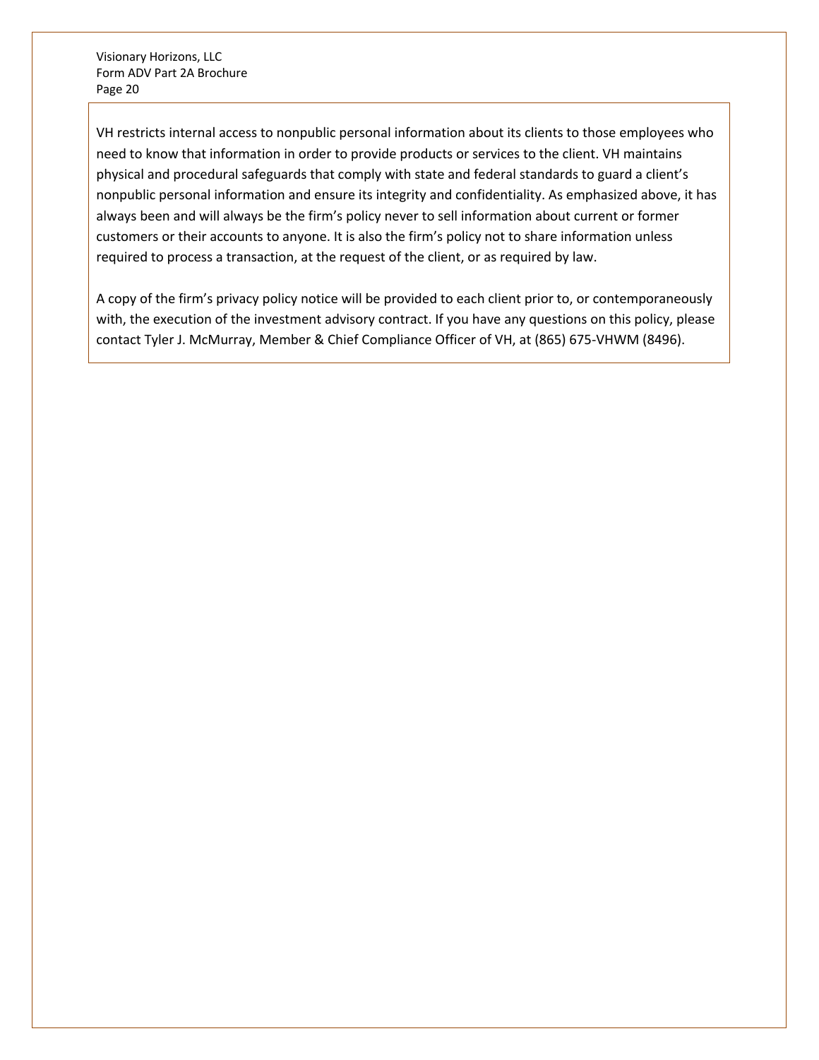VH restricts internal access to nonpublic personal information about its clients to those employees who need to know that information in order to provide products or services to the client. VH maintains physical and procedural safeguards that comply with state and federal standards to guard a client's nonpublic personal information and ensure its integrity and confidentiality. As emphasized above, it has always been and will always be the firm's policy never to sell information about current or former customers or their accounts to anyone. It is also the firm's policy not to share information unless required to process a transaction, at the request of the client, or as required by law.

A copy of the firm's privacy policy notice will be provided to each client prior to, or contemporaneously with, the execution of the investment advisory contract. If you have any questions on this policy, please contact Tyler J. McMurray, Member & Chief Compliance Officer of VH, at (865) 675-VHWM (8496).